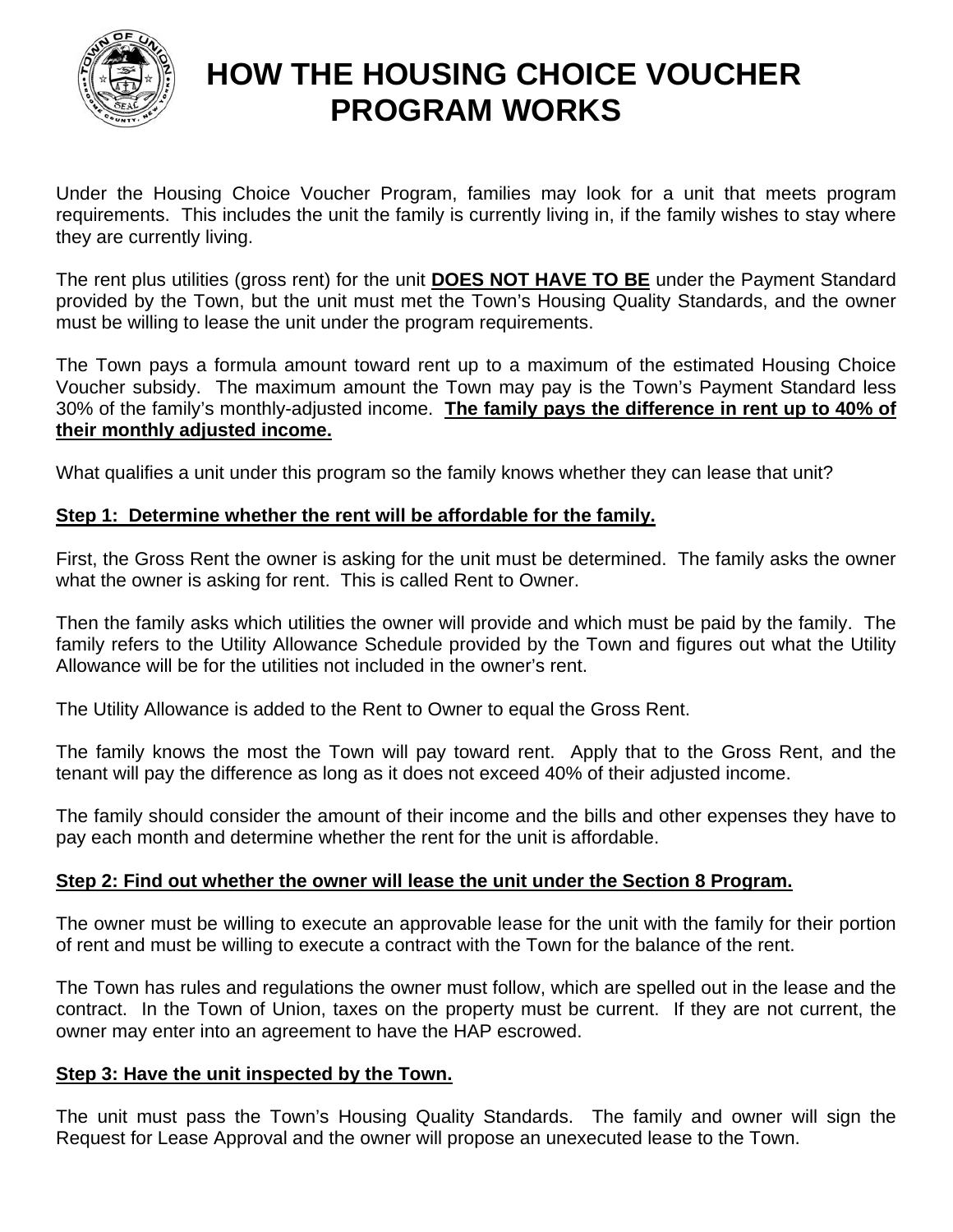# HOW THE HOUSING CHOICE VOUCHER PROGRAM WORKS

Under the Housing Choice Voucher Program, families may look for a unit that meets program requirements. This includes the unit the family is currently living in, if the family wishes to stay where they are currently living.

The rent plus utilities (gross rent) for the unit **<u>DOES NOT HAVE TO BE</u>** under the Payment Standard provided by the Town, but the unit must met the Town's Housing Quality Standards, and the owner must be willing to lease the unit under the program requirements.

The Town pays a formula amount toward rent up to a maximum of the estimated Housing Choice Voucher subsidy. The maximum amount the Town may pay is the Town's Payment Standard less 30% of the family's monthly-adjusted income. **<u>The family pays the difference in rent up to 40% of their monthly adjusted income.</u>**

What qualifies a unit under this program so the family knows whether they can lease that unit?

**<u>Step 1: Determine whether the rent will be affordable for the family.</u>**

First, the Gross Rent the owner is asking for the unit must be determined. The family asks the owner what the owner is asking for rent. This is called Rent to Owner.

Then the family asks which utilities the owner will provide and which must be paid by the family. The family refers to the Utility Allowance Schedule provided by the Town and figures out what the Utility Allowance will be for the utilities not included in the owner's rent.

The Utility Allowance is added to the Rent to Owner to equal the Gross Rent.

The family knows the most the Town will pay toward rent. Apply that to the Gross Rent, and the tenant will pay the difference as long as it does not exceed 40% of their adjusted income.

The family should consider the amount of their income and the bills and other expenses they have to pay each month and determine whether the rent for the unit is affordable.

**<u>Step 2: Find out whether the owner will lease the unit under the Section 8 Program.</u>**

The owner must be willing to execute an approvable lease for the unit with the family for their portion of rent and must be willing to execute a contract with the Town for the balance of the rent.

The Town has rules and regulations the owner must follow, which are spelled out in the lease and the contract. In the Town of Union, taxes on the property must be current. If they are not current, the owner may enter into an agreement to have the HAP escrowed.

**<u>Step 3: Have the unit inspected by the Town.</u>**

The unit must pass the Town's Housing Quality Standards. The family and owner will sign the Request for Lease Approval and the owner will propose an unexecuted lease to the Town.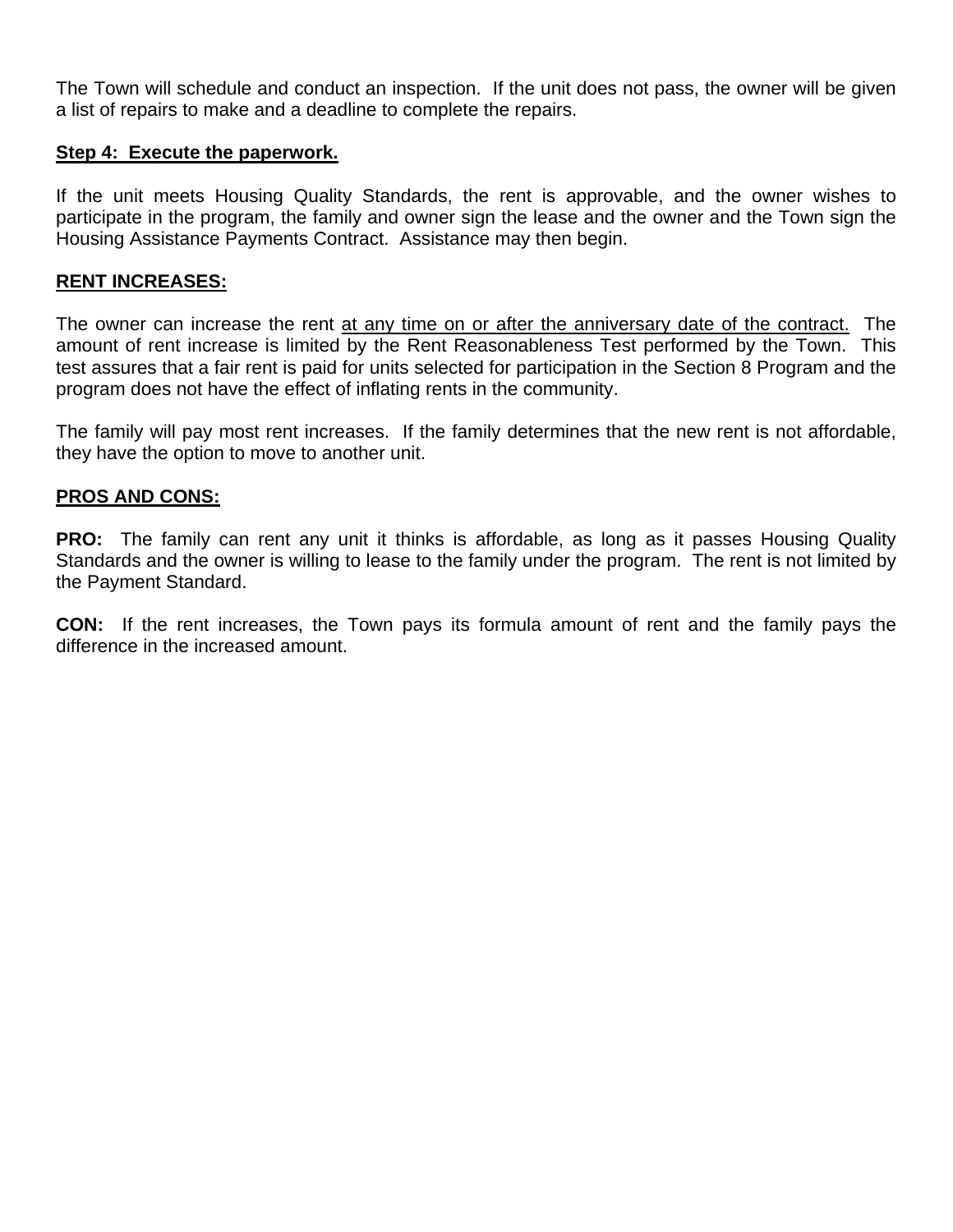The Town will schedule and conduct an inspection. If the unit does not pass, the owner will be given a list of repairs to make and a deadline to complete the repairs.

**Step 4: Execute the paperwork.**

If the unit meets Housing Quality Standards, the rent is approvable, and the owner wishes to participate in the program, the family and owner sign the lease and the owner and the Town sign the Housing Assistance Payments Contract. Assistance may then begin.

**RENT INCREASES:**

The owner can increase the rent at any time on or after the anniversary date of the contract. The amount of rent increase is limited by the Rent Reasonableness Test performed by the Town. This test assures that a fair rent is paid for units selected for participation in the Section 8 Program and the program does not have the effect of inflating rents in the community.

The family will pay most rent increases. If the family determines that the new rent is not affordable, they have the option to move to another unit.

**PROS AND CONS:**

**PRO:** The family can rent any unit it thinks is affordable, as long as it passes Housing Quality Standards and the owner is willing to lease to the family under the program. The rent is not limited by the Payment Standard.

**CON:** If the rent increases, the Town pays its formula amount of rent and the family pays the difference in the increased amount.